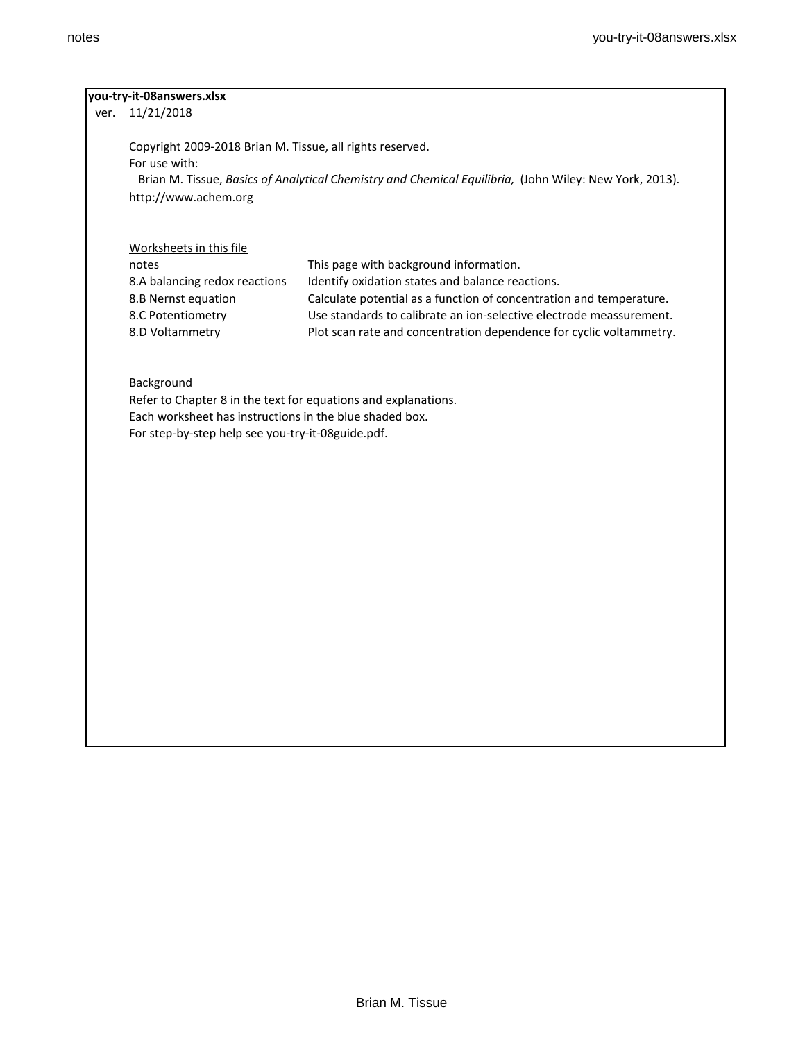**you-try-it-08answers.xlsx**

ver. 11/21/2018

Copyright 2009-2018 Brian M. Tissue, all rights reserved.

For use with:

Brian M. Tissue, *Basics of Analytical Chemistry and Chemical Equilibria,* (John Wiley: New York, 2013).

http://www.achem.org

Worksheets in this file

| | |
|---|---|
| notes | This page with background information. |
| 8.A balancing redox reactions | Identify oxidation states and balance reactions. |
| 8.B Nernst equation | Calculate potential as a function of concentration and temperature. |
| 8.C Potentiometry | Use standards to calibrate an ion-selective electrode meassurement. |
| 8.D Voltammetry | Plot scan rate and concentration dependence for cyclic voltammetry. |

Background

Refer to Chapter 8 in the text for equations and explanations.

Each worksheet has instructions in the blue shaded box.

For step-by-step help see you-try-it-08guide.pdf.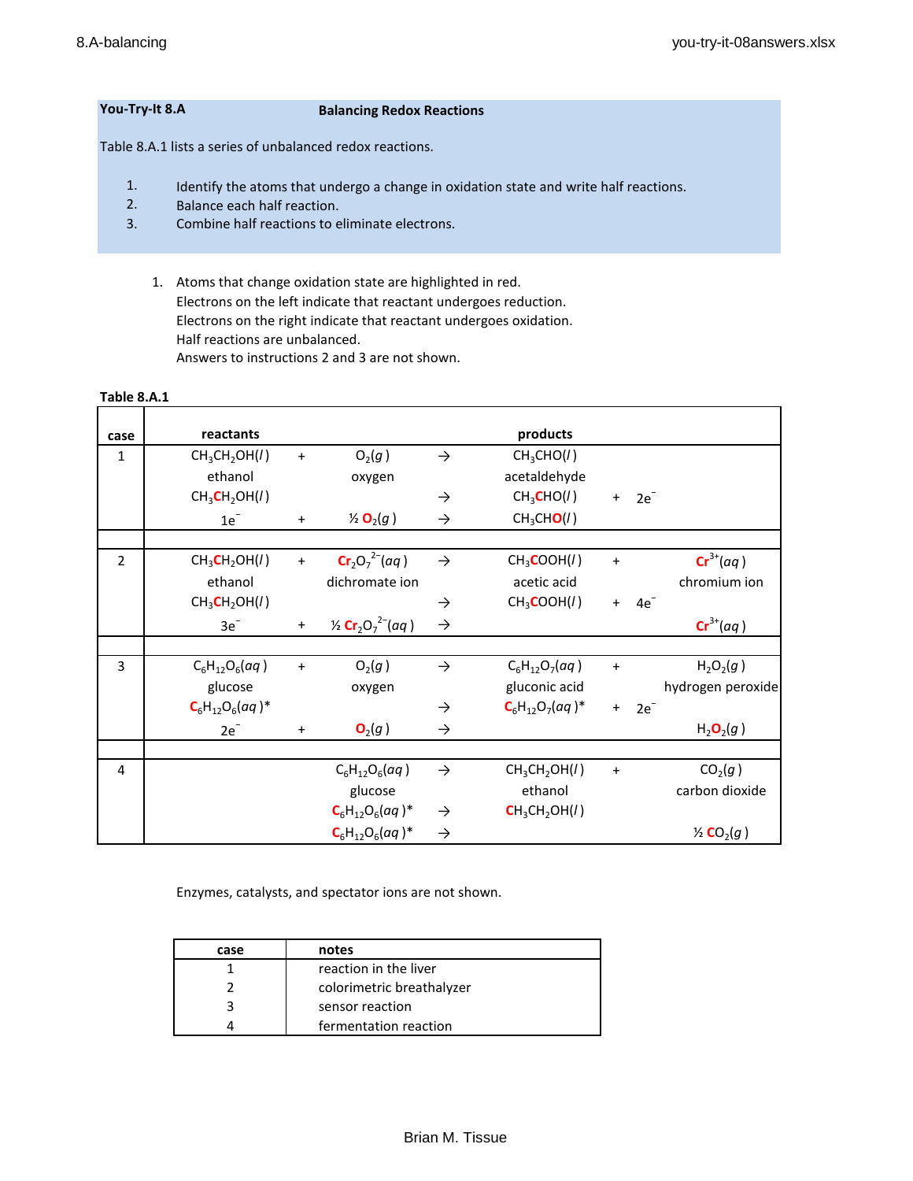## You-Try-It 8.A — Balancing Redox Reactions

Table 8.A.1 lists a series of unbalanced redox reactions.

1. Identify the atoms that undergo a change in oxidation state and write half reactions.
2. Balance each half reaction.
3. Combine half reactions to eliminate electrons.

1. Atoms that change oxidation state are highlighted in red.
   Electrons on the left indicate that reactant undergoes reduction.
   Electrons on the right indicate that reactant undergoes oxidation.
   Half reactions are unbalanced.
   Answers to instructions 2 and 3 are not shown.

**Table 8.A.1**

| case | reactants | | | | products | | |
|---|---|---|---|---|---|---|---|
| 1 | $CH_3CH_2OH(l)$ | + | $O_2(g)$ | → | $CH_3CHO(l)$ | | |
| | ethanol | | oxygen | | acetaldehyde | | |
| | $CH_3CH_2OH(l)$ | | | → | $CH_3\mathbf{C}HO(l)$ | + | $2e^-$ |
| | $1e^-$ | + | ½ $\mathbf{O}_2(g)$ | → | $CH_3CH\mathbf{O}(l)$ | | |
| | | | | | | | |
| 2 | $CH_3CH_2OH(l)$ | + | $\mathbf{Cr}_2O_7^{2-}(aq)$ | → | $CH_3\mathbf{C}OOH(l)$ | + | $\mathbf{Cr}^{3+}(aq)$ |
| | ethanol | | dichromate ion | | acetic acid | | chromium ion |
| | $CH_3CH_2OH(l)$ | | | → | $CH_3\mathbf{C}OOH(l)$ | + | $4e^-$ |
| | $3e^-$ | + | ½ $\mathbf{Cr}_2O_7^{2-}(aq)$ | → | | | $\mathbf{Cr}^{3+}(aq)$ |
| | | | | | | | |
| 3 | $C_6H_{12}O_6(aq)$ | + | $O_2(g)$ | → | $C_6H_{12}O_7(aq)$ | + | $H_2O_2(g)$ |
| | glucose | | oxygen | | gluconic acid | | hydrogen peroxide |
| | $\mathbf{C}_6H_{12}O_6(aq)$* | | | → | $\mathbf{C}_6H_{12}O_7(aq)$* | + | $2e^-$ |
| | $2e^-$ | + | $\mathbf{O}_2(g)$ | → | | | $H_2\mathbf{O}_2(g)$ |
| | | | | | | | |
| 4 | | | $C_6H_{12}O_6(aq)$ | → | $CH_3CH_2OH(l)$ | + | $CO_2(g)$ |
| | | | glucose | | ethanol | | carbon dioxide |
| | | | $\mathbf{C}_6H_{12}O_6(aq)$* | → | $\mathbf{C}H_3CH_2OH(l)$ | | |
| | | | $\mathbf{C}_6H_{12}O_6(aq)$* | → | | | ½ $\mathbf{C}O_2(g)$ |

Enzymes, catalysts, and spectator ions are not shown.

| case | notes |
|---|---|
| 1 | reaction in the liver |
| 2 | colorimetric breathalyzer |
| 3 | sensor reaction |
| 4 | fermentation reaction |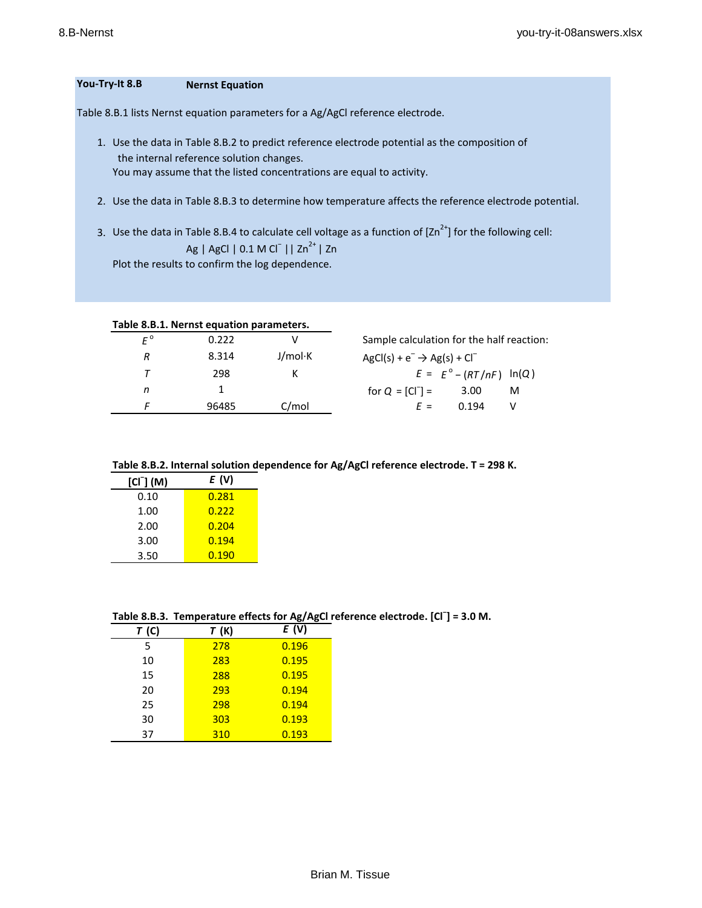## You-Try-It 8.B — Nernst Equation

Table 8.B.1 lists Nernst equation parameters for a Ag/AgCl reference electrode.

1. Use the data in Table 8.B.2 to predict reference electrode potential as the composition of the internal reference solution changes.
   You may assume that the listed concentrations are equal to activity.

2. Use the data in Table 8.B.3 to determine how temperature affects the reference electrode potential.

3. Use the data in Table 8.B.4 to calculate cell voltage as a function of $[Zn^{2+}]$ for the following cell:

   Ag | AgCl | 0.1 M $Cl^-$ || $Zn^{2+}$ | Zn

   Plot the results to confirm the log dependence.

**Table 8.B.1. Nernst equation parameters.**

| | | |
|---|---|---|
| $E^o$ | 0.222 | V |
| $R$ | 8.314 | J/mol·K |
| $T$ | 298 | K |
| $n$ | 1 | |
| $F$ | 96485 | C/mol |

Sample calculation for the half reaction:

$AgCl(s) + e^- \rightarrow Ag(s) + Cl^-$

$$E = E^o - (RT/nF)\ \ln(Q)$$

for $Q = [Cl^-] =$ 3.00 M

$E =$ 0.194 V

**Table 8.B.2. Internal solution dependence for Ag/AgCl reference electrode. T = 298 K.**

| $[Cl^-]$ (M) | $E$ (V) |
|---|---|
| 0.10 | 0.281 |
| 1.00 | 0.222 |
| 2.00 | 0.204 |
| 3.00 | 0.194 |
| 3.50 | 0.190 |

**Table 8.B.3. Temperature effects for Ag/AgCl reference electrode. $[Cl^-]$ = 3.0 M.**

| $T$ (C) | $T$ (K) | $E$ (V) |
|---|---|---|
| 5 | 278 | 0.196 |
| 10 | 283 | 0.195 |
| 15 | 288 | 0.195 |
| 20 | 293 | 0.194 |
| 25 | 298 | 0.194 |
| 30 | 303 | 0.193 |
| 37 | 310 | 0.193 |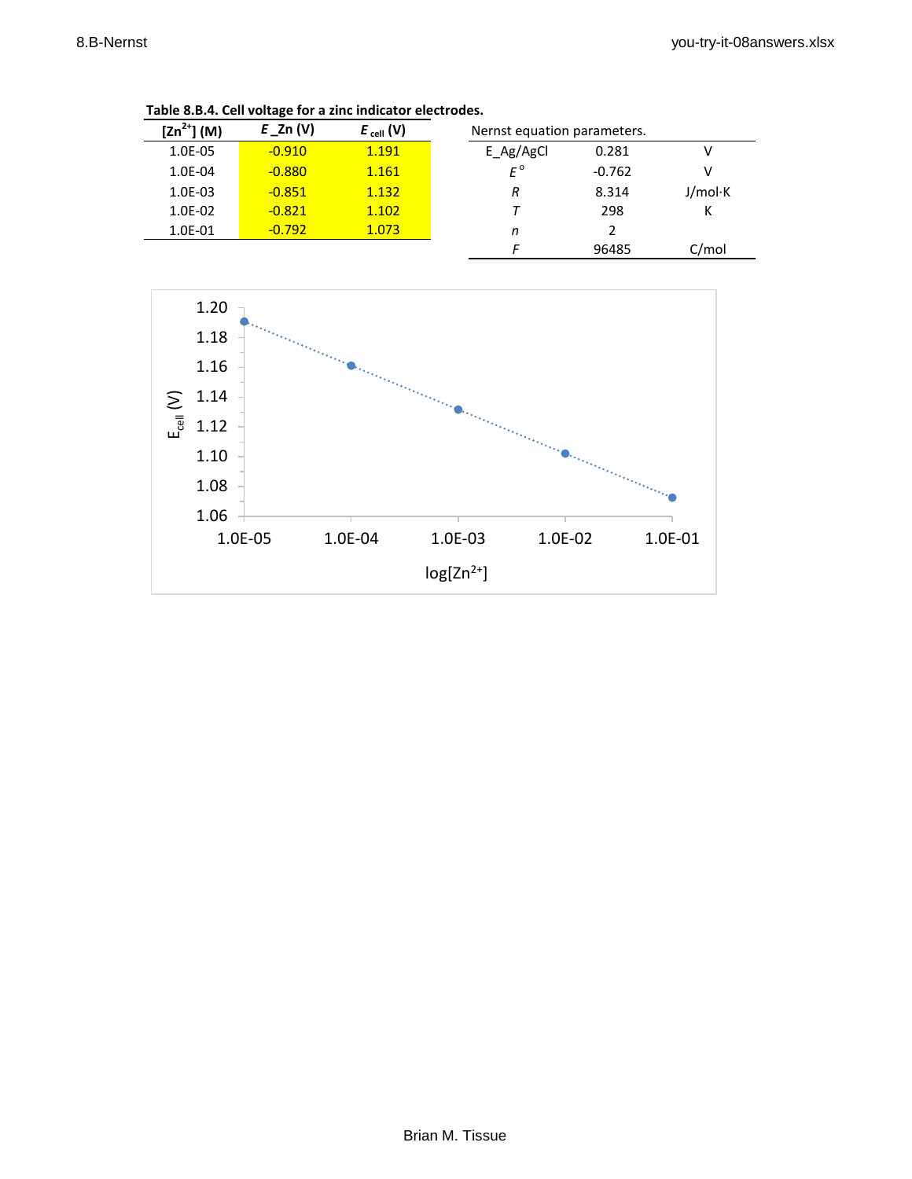**Table 8.B.4. Cell voltage for a zinc indicator electrodes.**

| $[Zn^{2+}]$ (M) | $E$_Zn (V) | $E_{cell}$ (V) |
|---|---|---|
| 1.0E-05 | -0.910 | 1.191 |
| 1.0E-04 | -0.880 | 1.161 |
| 1.0E-03 | -0.851 | 1.132 |
| 1.0E-02 | -0.821 | 1.102 |
| 1.0E-01 | -0.792 | 1.073 |

Nernst equation parameters.

| | | |
|---|---|---|
| E_Ag/AgCl | 0.281 | V |
| $E°$ | -0.762 | V |
| $R$ | 8.314 | J/mol·K |
| $T$ | 298 | K |
| $n$ | 2 | |
| $F$ | 96485 | C/mol |

| $\log[Zn^{2+}]$ | $E_{cell}$ (V) |
|---|---|
| 1.0E-05 | 1.191 |
| 1.0E-04 | 1.161 |
| 1.0E-03 | 1.132 |
| 1.0E-02 | 1.102 |
| 1.0E-01 | 1.073 |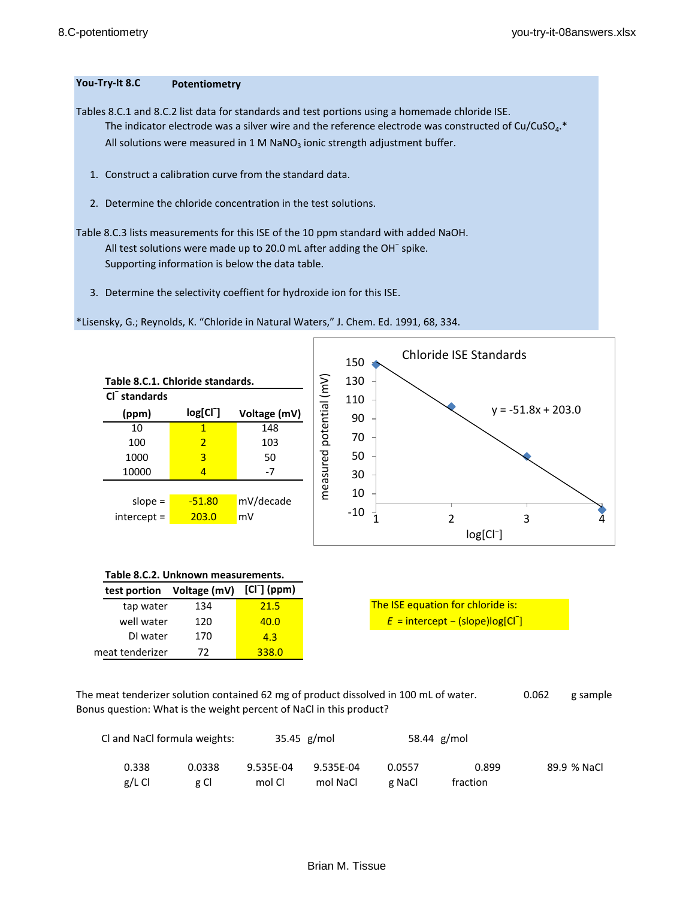**You-Try-It 8.C** **Potentiometry**

Tables 8.C.1 and 8.C.2 list data for standards and test portions using a homemade chloride ISE.

The indicator electrode was a silver wire and the reference electrode was constructed of $Cu/CuSO_4$.*

All solutions were measured in 1 M $NaNO_3$ ionic strength adjustment buffer.

1. Construct a calibration curve from the standard data.
2. Determine the chloride concentration in the test solutions.

Table 8.C.3 lists measurements for this ISE of the 10 ppm standard with added NaOH.

All test solutions were made up to 20.0 mL after adding the $OH^-$ spike.

Supporting information is below the data table.

3. Determine the selectivity coeffient for hydroxide ion for this ISE.

*Lisensky, G.; Reynolds, K. "Chloride in Natural Waters," J. Chem. Ed. 1991, 68, 334.

**Table 8.C.1. Chloride standards.**

| $Cl^-$ standards (ppm) | log[$Cl^-$] | Voltage (mV) |
|---|---|---|
| 10 | 1 | 148 |
| 100 | 2 | 103 |
| 1000 | 3 | 50 |
| 10000 | 4 | -7 |

slope = -51.80 mV/decade

intercept = 203.0 mV

Chloride ISE Standards

y = -51.8x + 203.0

**Table 8.C.2. Unknown measurements.**

| test portion | Voltage (mV) | [$Cl^-$] (ppm) |
|---|---|---|
| tap water | 134 | 21.5 |
| well water | 120 | 40.0 |
| DI water | 170 | 4.3 |
| meat tenderizer | 72 | 338.0 |

The ISE equation for chloride is:

$E$ = intercept − (slope)log[$Cl^-$]

The meat tenderizer solution contained 62 mg of product dissolved in 100 mL of water. 0.062 g sample

Bonus question: What is the weight percent of NaCl in this product?

Cl and NaCl formula weights: 35.45 g/mol 58.44 g/mol

| 0.338 | 0.0338 | 9.535E-04 | 9.535E-04 | 0.0557 | 0.899 | 89.9 % NaCl |
|---|---|---|---|---|---|---|
| g/L Cl | g Cl | mol Cl | mol NaCl | g NaCl | fraction | |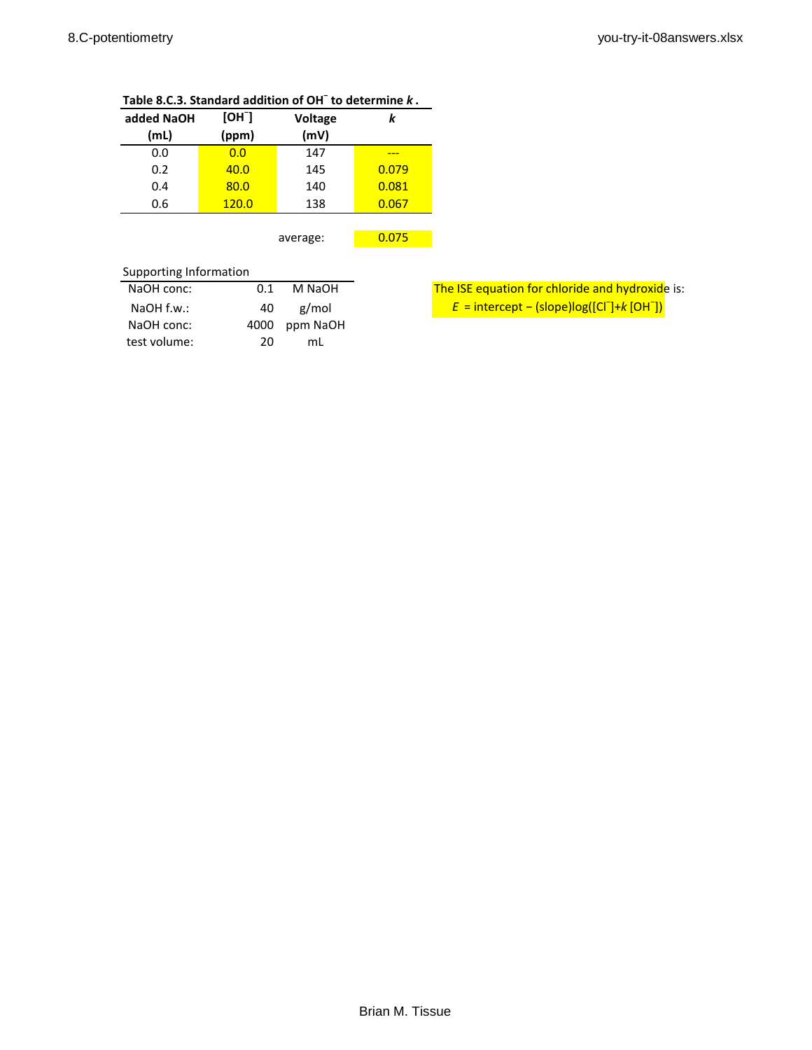**Table 8.C.3. Standard addition of $OH^-$ to determine *k*.**

| added NaOH (mL) | $[OH^-]$ (ppm) | Voltage (mV) | *k* |
|---|---|---|---|
| 0.0 | 0.0 | 147 | --- |
| 0.2 | 40.0 | 145 | 0.079 |
| 0.4 | 80.0 | 140 | 0.081 |
| 0.6 | 120.0 | 138 | 0.067 |
| | | average: | 0.075 |

Supporting Information

| | | |
|---|---|---|
| NaOH conc: | 0.1 | M NaOH |
| NaOH f.w.: | 40 | g/mol |
| NaOH conc: | 4000 | ppm NaOH |
| test volume: | 20 | mL |

The ISE equation for chloride and hydroxide is:

$E$ = intercept − (slope)log($[Cl^-]$+$k$ $[OH^-]$)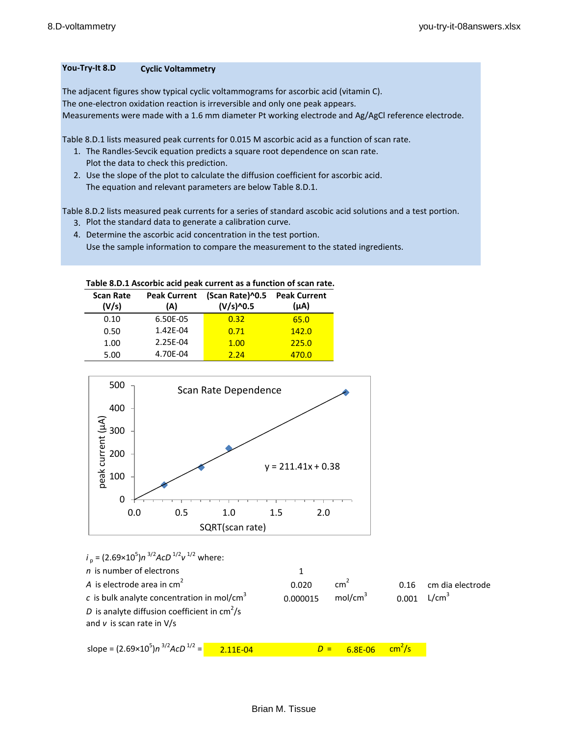**You-Try-It 8.D** **Cyclic Voltammetry**

The adjacent figures show typical cyclic voltammograms for ascorbic acid (vitamin C).
The one-electron oxidation reaction is irreversible and only one peak appears.
Measurements were made with a 1.6 mm diameter Pt working electrode and Ag/AgCl reference electrode.

Table 8.D.1 lists measured peak currents for 0.015 M ascorbic acid as a function of scan rate.

1. The Randles-Sevcik equation predicts a square root dependence on scan rate.
   Plot the data to check this prediction.
2. Use the slope of the plot to calculate the diffusion coefficient for ascorbic acid.
   The equation and relevant parameters are below Table 8.D.1.

Table 8.D.2 lists measured peak currents for a series of standard ascobic acid solutions and a test portion.

3. Plot the standard data to generate a calibration curve.
4. Determine the ascorbic acid concentration in the test portion.
   Use the sample information to compare the measurement to the stated ingredients.

**Table 8.D.1 Ascorbic acid peak current as a function of scan rate.**

| Scan Rate (V/s) | Peak Current (A) | (Scan Rate)^0.5 (V/s)^0.5 | Peak Current (µA) |
|---|---|---|---|
| 0.10 | 6.50E-05 | 0.32 | 65.0 |
| 0.50 | 1.42E-04 | 0.71 | 142.0 |
| 1.00 | 2.25E-04 | 1.00 | 225.0 |
| 5.00 | 4.70E-04 | 2.24 | 470.0 |

Scan Rate Dependence

y = 211.41x + 0.38

(x-axis: SQRT(scan rate); y-axis: peak current (µA))

$i_p = (2.69\times10^5)n^{3/2}AcD^{1/2}v^{1/2}$ where:

| | | | | |
|---|---|---|---|---|
| $n$ is number of electrons | 1 | | | |
| $A$ is electrode area in $cm^2$ | 0.020 | $cm^2$ | 0.16 | cm dia electrode |
| $c$ is bulk analyte concentration in $mol/cm^3$ | 0.000015 | $mol/cm^3$ | 0.001 | $L/cm^3$ |
| $D$ is analyte diffusion coefficient in $cm^2/s$ | | | | |
| and $v$ is scan rate in V/s | | | | |

slope = $(2.69\times10^5)n^{3/2}AcD^{1/2}$ = 2.11E-04 $D$ = 6.8E-06 $cm^2/s$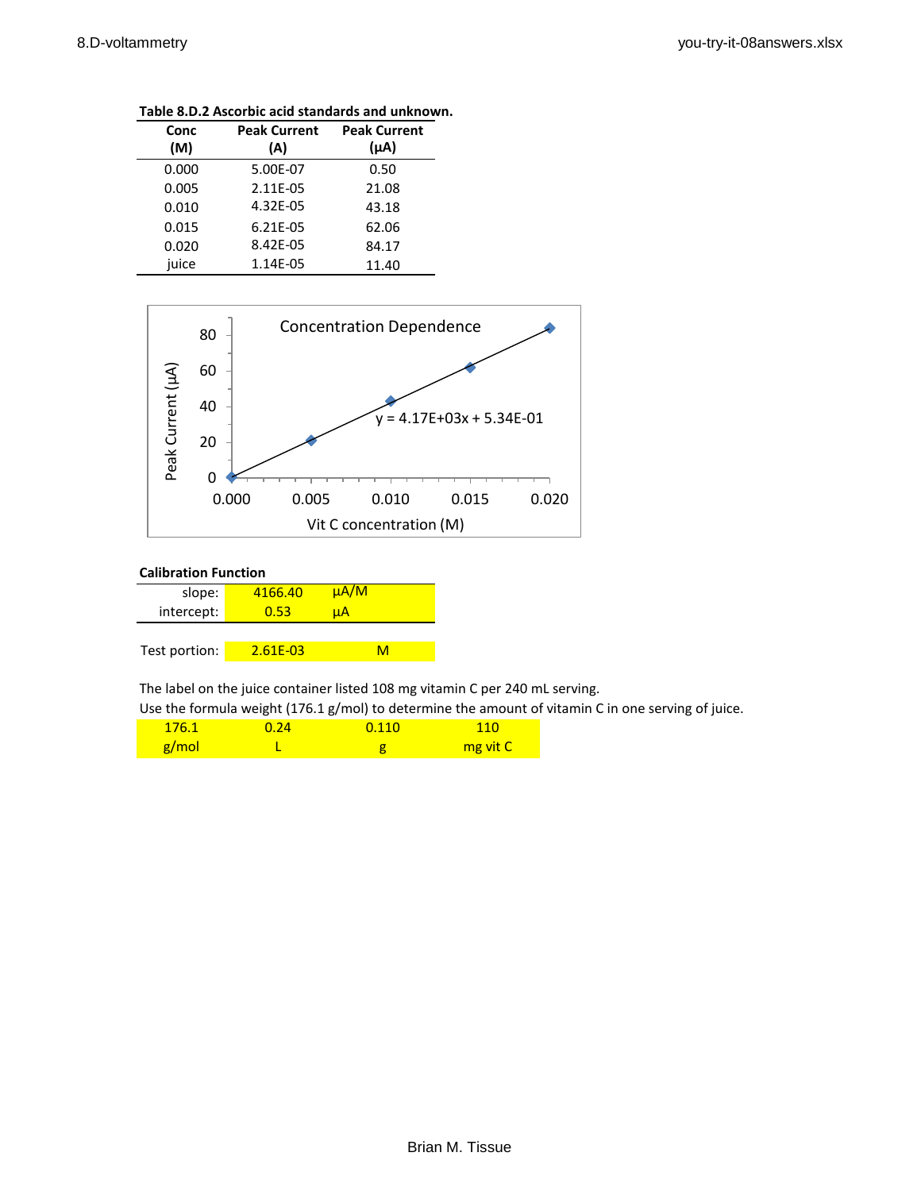**Table 8.D.2 Ascorbic acid standards and unknown.**

| Conc (M) | Peak Current (A) | Peak Current (μA) |
|---|---|---|
| 0.000 | 5.00E-07 | 0.50 |
| 0.005 | 2.11E-05 | 21.08 |
| 0.010 | 4.32E-05 | 43.18 |
| 0.015 | 6.21E-05 | 62.06 |
| 0.020 | 8.42E-05 | 84.17 |
| juice | 1.14E-05 | 11.40 |

Concentration Dependence

$y = 4.17E+03x + 5.34E-01$

Peak Current (μA) vs. Vit C concentration (M)

**Calibration Function**

| | | |
|---|---|---|
| slope: | 4166.40 | μA/M |
| intercept: | 0.53 | μA |

| | | |
|---|---|---|
| Test portion: | 2.61E-03 | M |

The label on the juice container listed 108 mg vitamin C per 240 mL serving.
Use the formula weight (176.1 g/mol) to determine the amount of vitamin C in one serving of juice.

| | | | |
|---|---|---|---|
| 176.1 | 0.24 | 0.110 | 110 |
| g/mol | L | g | mg vit C |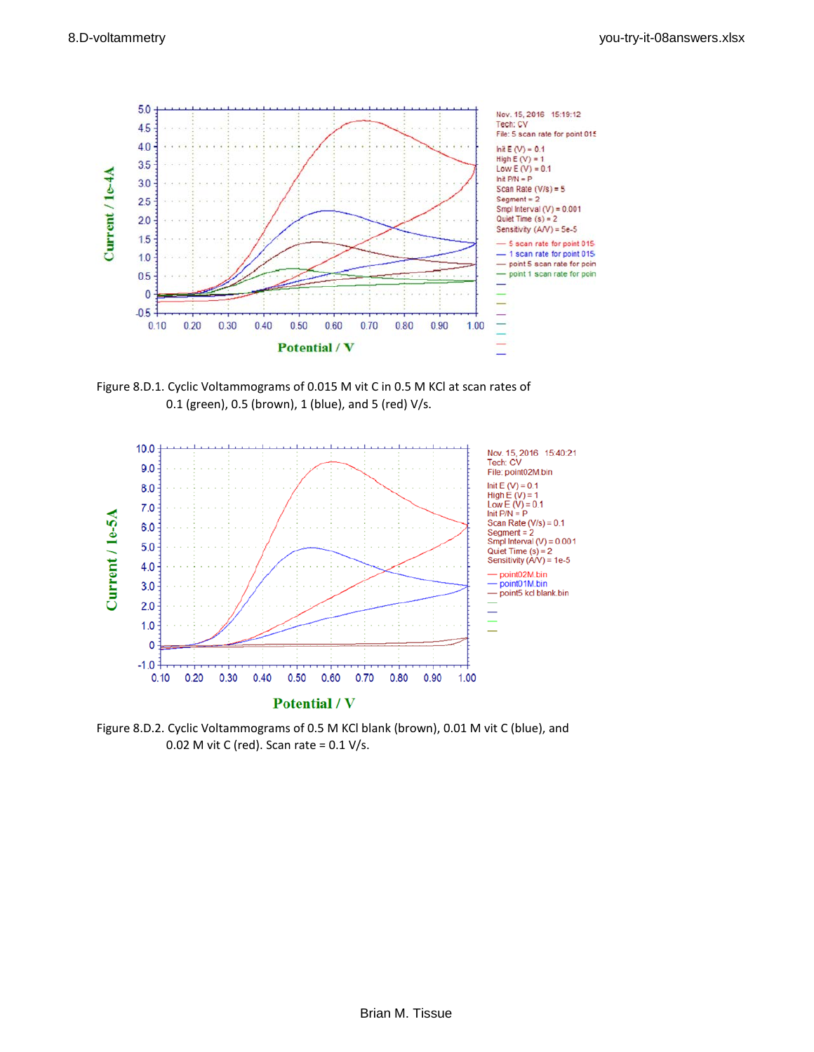5.0
4.5
4.0
3.5
3.0
2.5
2.0
1.5
1.0
0.5
0
-0.5

0.10 0.20 0.30 0.40 0.50 0.60 0.70 0.80 0.90 1.00

Current / 1e-4A

Potential / V

Nov. 15, 2016 15:19:12
Tech: CV
File: 5 scan rate for point 015
Init E (V) = 0.1
High E (V) = 1
Low E (V) = 0.1
Init P/N = P
Scan Rate (V/s) = 5
Segment = 2
Smpl Interval (V) = 0.001
Quiet Time (s) = 2
Sensitivity (A/V) = 5e-5

— 5 scan rate for point 015
— 1 scan rate for point 015
— point 5 scan rate for poin
— point 1 scan rate for poin

Figure 8.D.1. Cyclic Voltammograms of 0.015 M vit C in 0.5 M KCl at scan rates of 0.1 (green), 0.5 (brown), 1 (blue), and 5 (red) V/s.

10.0
9.0
8.0
7.0
6.0
5.0
4.0
3.0
2.0
1.0
0
-1.0

0.10 0.20 0.30 0.40 0.50 0.60 0.70 0.80 0.90 1.00

Current / 1e-5A

Potential / V

Nov. 15, 2016 15:40:21
Tech: CV
File: point02M.bin
Init E (V) = 0.1
High E (V) = 1
Low E (V) = 0.1
Init P/N = P
Scan Rate (V/s) = 0.1
Segment = 2
Smpl Interval (V) = 0.001
Quiet Time (s) = 2
Sensitivity (A/V) = 1e-5

— point02M.bin
— point01M.bin
— point5 kcl blank.bin

Figure 8.D.2. Cyclic Voltammograms of 0.5 M KCl blank (brown), 0.01 M vit C (blue), and 0.02 M vit C (red). Scan rate = 0.1 V/s.